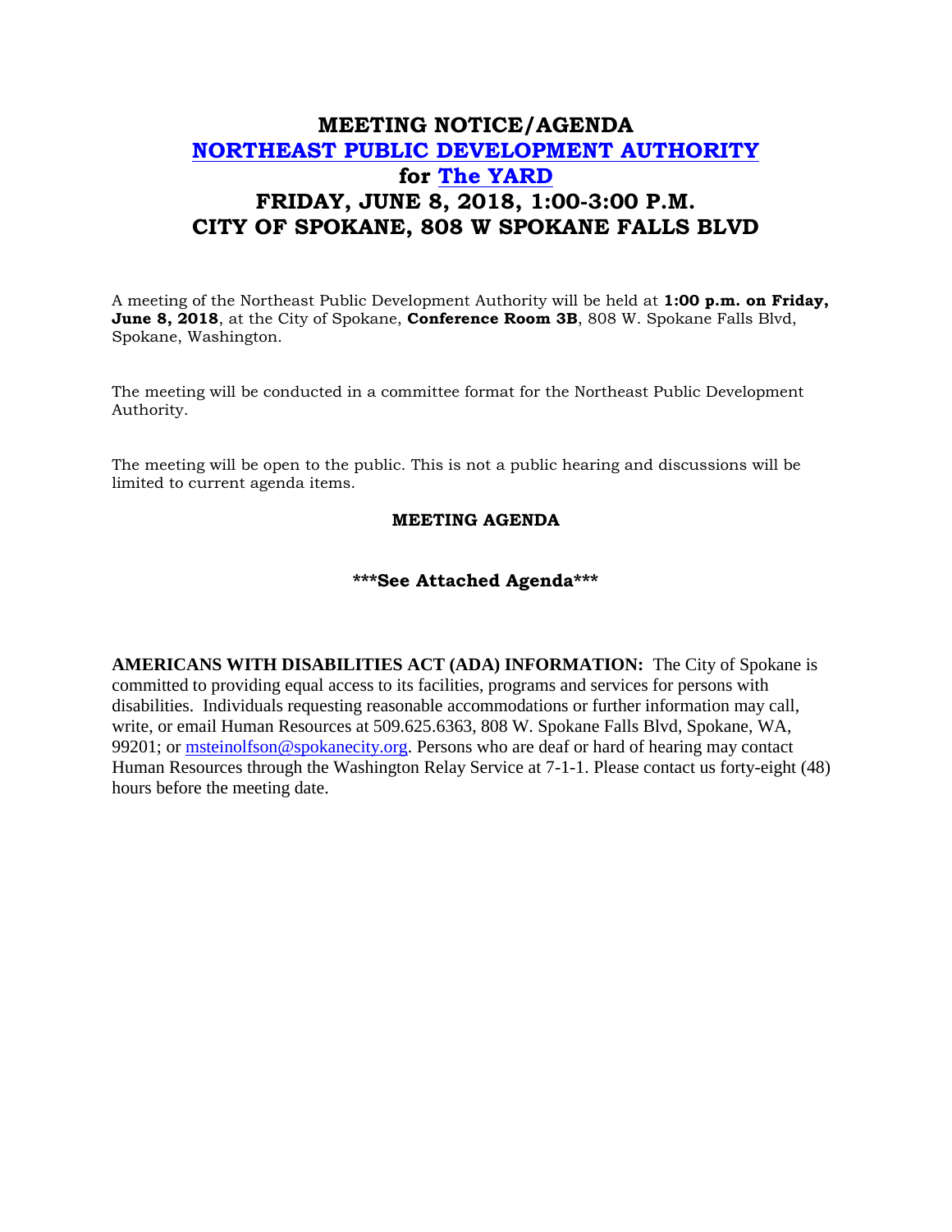# MEETING NOTICE/AGENDA
# NORTHEAST PUBLIC DEVELOPMENT AUTHORITY
# for The YARD
# FRIDAY, JUNE 8, 2018, 1:00-3:00 P.M.
# CITY OF SPOKANE, 808 W SPOKANE FALLS BLVD

A meeting of the Northeast Public Development Authority will be held at **1:00 p.m. on Friday, June 8, 2018**, at the City of Spokane, **Conference Room 3B**, 808 W. Spokane Falls Blvd, Spokane, Washington.

The meeting will be conducted in a committee format for the Northeast Public Development Authority.

The meeting will be open to the public. This is not a public hearing and discussions will be limited to current agenda items.

**MEETING AGENDA**

**\*\*\*See Attached Agenda\*\*\***

**AMERICANS WITH DISABILITIES ACT (ADA) INFORMATION:** The City of Spokane is committed to providing equal access to its facilities, programs and services for persons with disabilities. Individuals requesting reasonable accommodations or further information may call, write, or email Human Resources at 509.625.6363, 808 W. Spokane Falls Blvd, Spokane, WA, 99201; or msteinolfson@spokanecity.org. Persons who are deaf or hard of hearing may contact Human Resources through the Washington Relay Service at 7-1-1. Please contact us forty-eight (48) hours before the meeting date.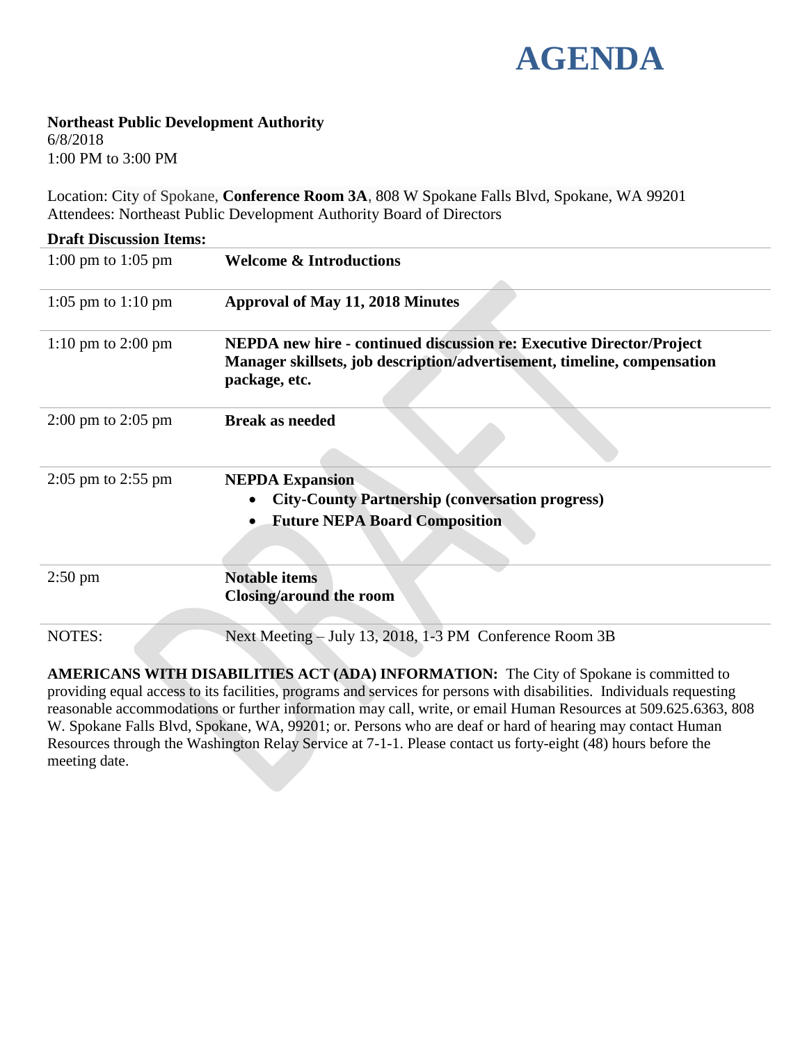# AGENDA

**Northeast Public Development Authority**
6/8/2018
1:00 PM to 3:00 PM

Location: City of Spokane, **Conference Room 3A**, 808 W Spokane Falls Blvd, Spokane, WA 99201
Attendees: Northeast Public Development Authority Board of Directors

**Draft Discussion Items:**

| | |
|---|---|
| 1:00 pm to 1:05 pm | **Welcome & Introductions** |
| 1:05 pm to 1:10 pm | **Approval of May 11, 2018 Minutes** |
| 1:10 pm to 2:00 pm | **NEPDA new hire - continued discussion re: Executive Director/Project Manager skillsets, job description/advertisement, timeline, compensation package, etc.** |
| 2:00 pm to 2:05 pm | **Break as needed** |
| 2:05 pm to 2:55 pm | **NEPDA Expansion**<br>• **City-County Partnership (conversation progress)**<br>• **Future NEPA Board Composition** |
| 2:50 pm | **Notable items**<br>**Closing/around the room** |
| NOTES: | Next Meeting – July 13, 2018, 1-3 PM Conference Room 3B |

**AMERICANS WITH DISABILITIES ACT (ADA) INFORMATION:** The City of Spokane is committed to providing equal access to its facilities, programs and services for persons with disabilities. Individuals requesting reasonable accommodations or further information may call, write, or email Human Resources at 509.625.6363, 808 W. Spokane Falls Blvd, Spokane, WA, 99201; or. Persons who are deaf or hard of hearing may contact Human Resources through the Washington Relay Service at 7-1-1. Please contact us forty-eight (48) hours before the meeting date.